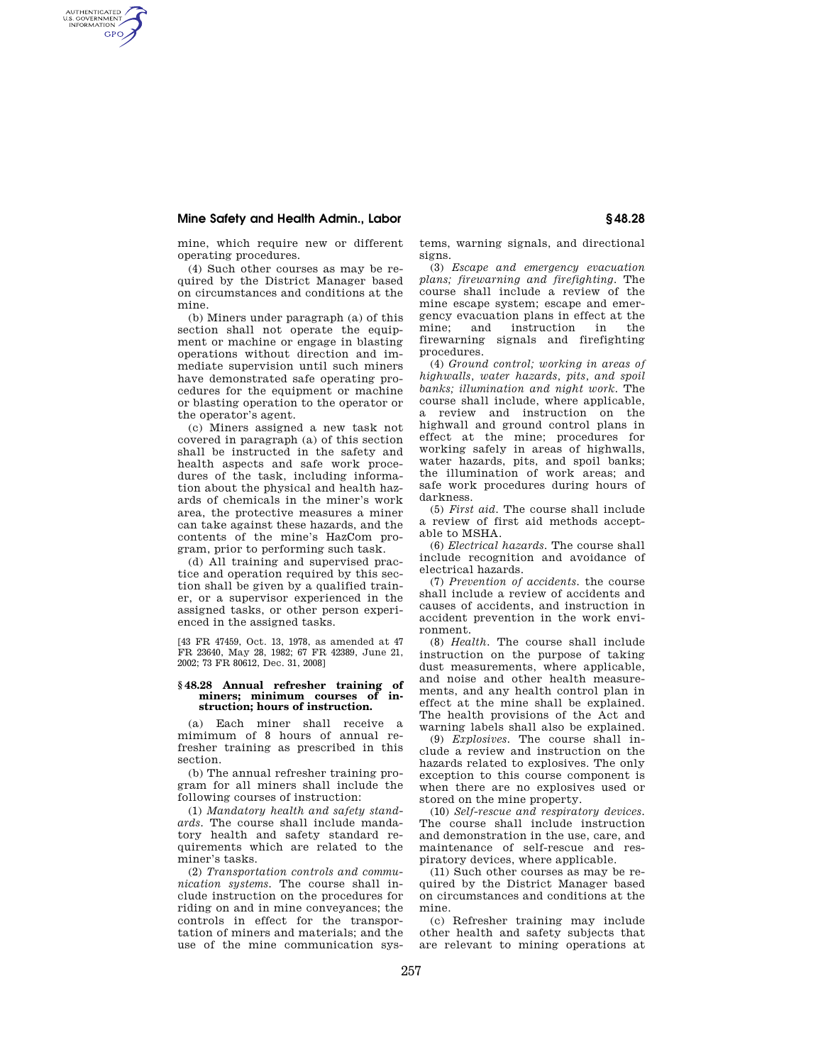mine, which require new or different operating procedures.

(4) Such other courses as may be required by the District Manager based on circumstances and conditions at the mine.

(b) Miners under paragraph (a) of this section shall not operate the equipment or machine or engage in blasting operations without direction and immediate supervision until such miners have demonstrated safe operating procedures for the equipment or machine or blasting operation to the operator or the operator's agent.

(c) Miners assigned a new task not covered in paragraph (a) of this section shall be instructed in the safety and health aspects and safe work procedures of the task, including information about the physical and health hazards of chemicals in the miner's work area, the protective measures a miner can take against these hazards, and the contents of the mine's HazCom program, prior to performing such task.

(d) All training and supervised practice and operation required by this section shall be given by a qualified trainer, or a supervisor experienced in the assigned tasks, or other person experienced in the assigned tasks.

[43 FR 47459, Oct. 13, 1978, as amended at 47 FR 23640, May 28, 1982; 67 FR 42389, June 21, 2002; 73 FR 80612, Dec. 31, 2008]

### § 48.28 Annual refresher training of miners; minimum courses of instruction; hours of instruction.

(a) Each miner shall receive a mimimum of 8 hours of annual refresher training as prescribed in this section.

(b) The annual refresher training program for all miners shall include the following courses of instruction:

(1) *Mandatory health and safety standards.* The course shall include mandatory health and safety standard requirements which are related to the miner's tasks.

(2) *Transportation controls and communication systems.* The course shall include instruction on the procedures for riding on and in mine conveyances; the controls in effect for the transportation of miners and materials; and the use of the mine communication systems, warning signals, and directional signs.

(3) *Escape and emergency evacuation plans; firewarning and firefighting.* The course shall include a review of the mine escape system; escape and emergency evacuation plans in effect at the mine; and instruction in the firewarning signals and firefighting procedures.

(4) *Ground control; working in areas of highwalls, water hazards, pits, and spoil banks; illumination and night work.* The course shall include, where applicable, a review and instruction on the highwall and ground control plans in effect at the mine; procedures for working safely in areas of highwalls, water hazards, pits, and spoil banks; the illumination of work areas; and safe work procedures during hours of darkness.

(5) *First aid.* The course shall include a review of first aid methods acceptable to MSHA.

(6) *Electrical hazards.* The course shall include recognition and avoidance of electrical hazards.

(7) *Prevention of accidents.* the course shall include a review of accidents and causes of accidents, and instruction in accident prevention in the work environment.

(8) *Health.* The course shall include instruction on the purpose of taking dust measurements, where applicable, and noise and other health measurements, and any health control plan in effect at the mine shall be explained. The health provisions of the Act and warning labels shall also be explained.

(9) *Explosives.* The course shall include a review and instruction on the hazards related to explosives. The only exception to this course component is when there are no explosives used or stored on the mine property.

(10) *Self-rescue and respiratory devices.* The course shall include instruction and demonstration in the use, care, and maintenance of self-rescue and respiratory devices, where applicable.

(11) Such other courses as may be required by the District Manager based on circumstances and conditions at the mine.

(c) Refresher training may include other health and safety subjects that are relevant to mining operations at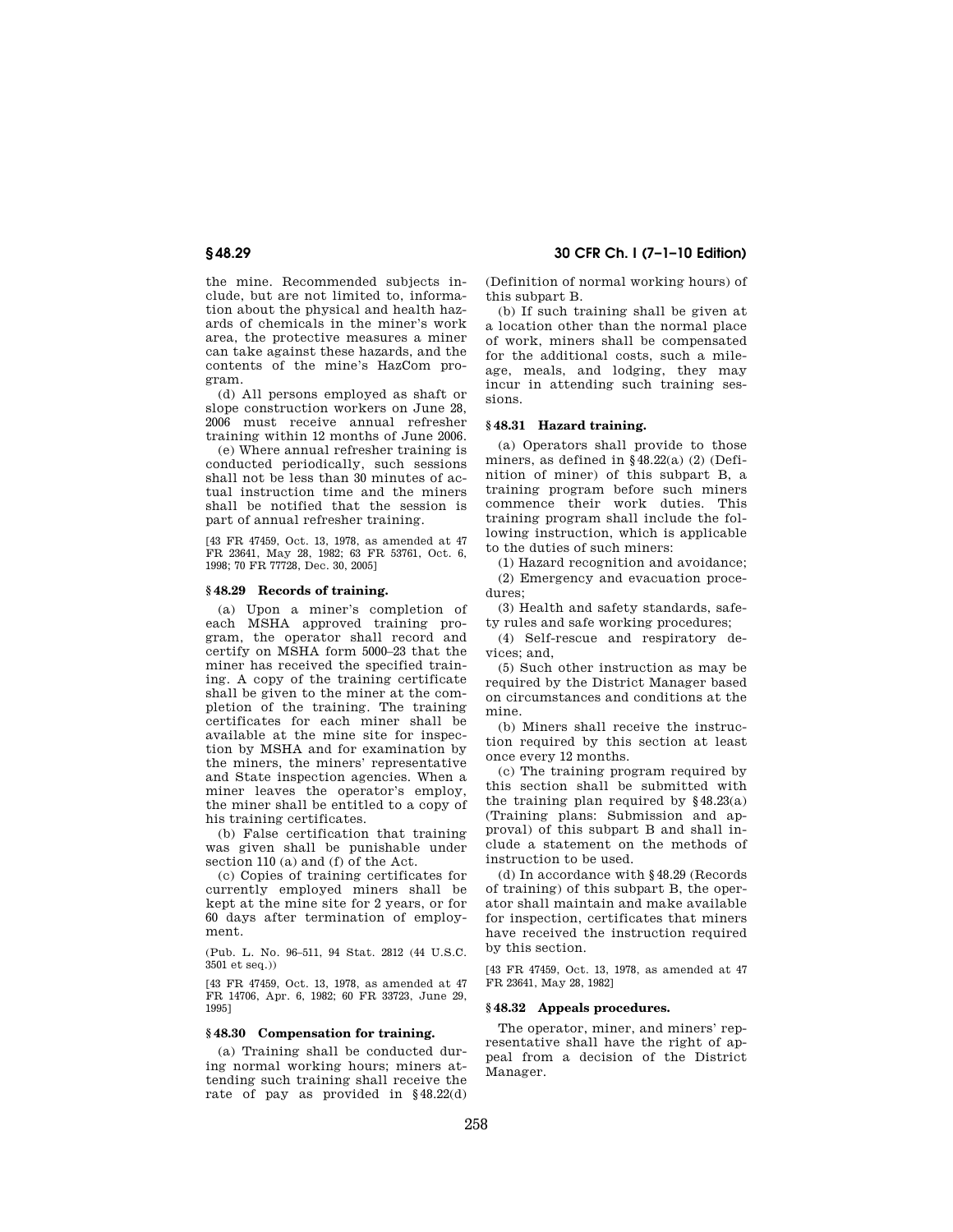the mine. Recommended subjects include, but are not limited to, information about the physical and health hazards of chemicals in the miner's work area, the protective measures a miner can take against these hazards, and the contents of the mine's HazCom program.

(d) All persons employed as shaft or slope construction workers on June 28, 2006 must receive annual refresher training within 12 months of June 2006.

(e) Where annual refresher training is conducted periodically, such sessions shall not be less than 30 minutes of actual instruction time and the miners shall be notified that the session is part of annual refresher training.

[43 FR 47459, Oct. 13, 1978, as amended at 47 FR 23641, May 28, 1982; 63 FR 53761, Oct. 6, 1998; 70 FR 77728, Dec. 30, 2005]

### § 48.29 Records of training.

(a) Upon a miner's completion of each MSHA approved training program, the operator shall record and certify on MSHA form 5000–23 that the miner has received the specified training. A copy of the training certificate shall be given to the miner at the completion of the training. The training certificates for each miner shall be available at the mine site for inspection by MSHA and for examination by the miners, the miners' representative and State inspection agencies. When a miner leaves the operator's employ, the miner shall be entitled to a copy of his training certificates.

(b) False certification that training was given shall be punishable under section 110 (a) and (f) of the Act.

(c) Copies of training certificates for currently employed miners shall be kept at the mine site for 2 years, or for 60 days after termination of employment.

(Pub. L. No. 96–511, 94 Stat. 2812 (44 U.S.C. 3501 et seq.))

[43 FR 47459, Oct. 13, 1978, as amended at 47 FR 14706, Apr. 6, 1982; 60 FR 33723, June 29, 1995]

### § 48.30 Compensation for training.

(a) Training shall be conducted during normal working hours; miners attending such training shall receive the rate of pay as provided in § 48.22(d) (Definition of normal working hours) of this subpart B.

(b) If such training shall be given at a location other than the normal place of work, miners shall be compensated for the additional costs, such a mileage, meals, and lodging, they may incur in attending such training sessions.

### § 48.31 Hazard training.

(a) Operators shall provide to those miners, as defined in § 48.22(a) (2) (Definition of miner) of this subpart B, a training program before such miners commence their work duties. This training program shall include the following instruction, which is applicable to the duties of such miners:

(1) Hazard recognition and avoidance;

(2) Emergency and evacuation procedures;

(3) Health and safety standards, safety rules and safe working procedures;

(4) Self-rescue and respiratory devices; and,

(5) Such other instruction as may be required by the District Manager based on circumstances and conditions at the mine.

(b) Miners shall receive the instruction required by this section at least once every 12 months.

(c) The training program required by this section shall be submitted with the training plan required by § 48.23(a) (Training plans: Submission and approval) of this subpart B and shall include a statement on the methods of instruction to be used.

(d) In accordance with § 48.29 (Records of training) of this subpart B, the operator shall maintain and make available for inspection, certificates that miners have received the instruction required by this section.

[43 FR 47459, Oct. 13, 1978, as amended at 47 FR 23641, May 28, 1982]

### § 48.32 Appeals procedures.

The operator, miner, and miners' representative shall have the right of appeal from a decision of the District Manager.